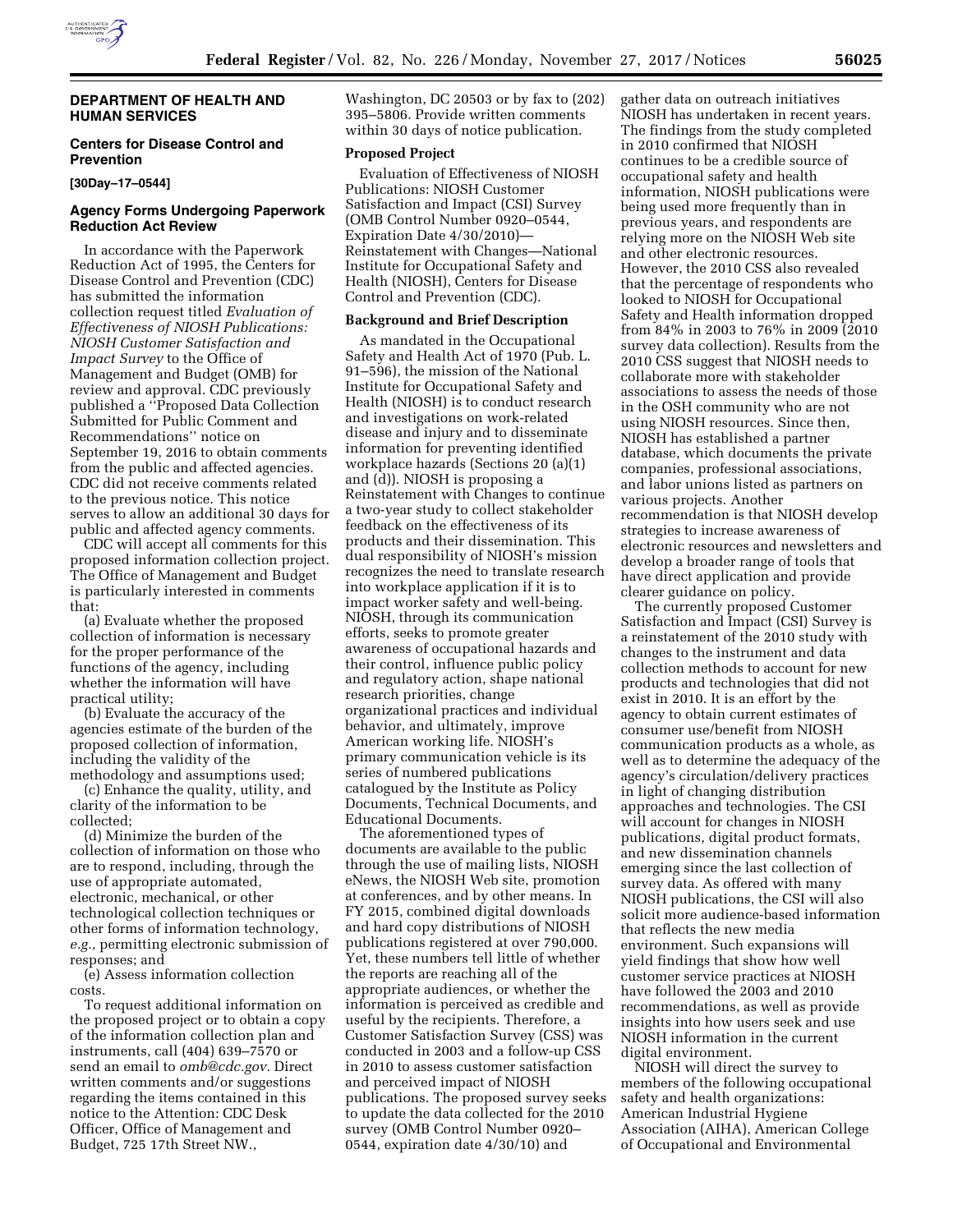## DEPARTMENT OF HEALTH AND HUMAN SERVICES

### Centers for Disease Control and Prevention

**[30Day–17–0544]**

### Agency Forms Undergoing Paperwork Reduction Act Review

In accordance with the Paperwork Reduction Act of 1995, the Centers for Disease Control and Prevention (CDC) has submitted the information collection request titled *Evaluation of Effectiveness of NIOSH Publications: NIOSH Customer Satisfaction and Impact Survey* to the Office of Management and Budget (OMB) for review and approval. CDC previously published a ''Proposed Data Collection Submitted for Public Comment and Recommendations'' notice on September 19, 2016 to obtain comments from the public and affected agencies. CDC did not receive comments related to the previous notice. This notice serves to allow an additional 30 days for public and affected agency comments.

CDC will accept all comments for this proposed information collection project. The Office of Management and Budget is particularly interested in comments that:

(a) Evaluate whether the proposed collection of information is necessary for the proper performance of the functions of the agency, including whether the information will have practical utility;

(b) Evaluate the accuracy of the agencies estimate of the burden of the proposed collection of information, including the validity of the methodology and assumptions used;

(c) Enhance the quality, utility, and clarity of the information to be collected;

(d) Minimize the burden of the collection of information on those who are to respond, including, through the use of appropriate automated, electronic, mechanical, or other technological collection techniques or other forms of information technology, *e.g.,* permitting electronic submission of responses; and

(e) Assess information collection costs.

To request additional information on the proposed project or to obtain a copy of the information collection plan and instruments, call (404) 639–7570 or send an email to *omb@cdc.gov.* Direct written comments and/or suggestions regarding the items contained in this notice to the Attention: CDC Desk Officer, Office of Management and Budget, 725 17th Street NW., Washington, DC 20503 or by fax to (202) 395–5806. Provide written comments within 30 days of notice publication.

**Proposed Project**

Evaluation of Effectiveness of NIOSH Publications: NIOSH Customer Satisfaction and Impact (CSI) Survey (OMB Control Number 0920–0544, Expiration Date 4/30/2010)—Reinstatement with Changes—National Institute for Occupational Safety and Health (NIOSH), Centers for Disease Control and Prevention (CDC).

**Background and Brief Description**

As mandated in the Occupational Safety and Health Act of 1970 (Pub. L. 91–596), the mission of the National Institute for Occupational Safety and Health (NIOSH) is to conduct research and investigations on work-related disease and injury and to disseminate information for preventing identified workplace hazards (Sections 20 (a)(1) and (d)). NIOSH is proposing a Reinstatement with Changes to continue a two-year study to collect stakeholder feedback on the effectiveness of its products and their dissemination. This dual responsibility of NIOSH's mission recognizes the need to translate research into workplace application if it is to impact worker safety and well-being. NIOSH, through its communication efforts, seeks to promote greater awareness of occupational hazards and their control, influence public policy and regulatory action, shape national research priorities, change organizational practices and individual behavior, and ultimately, improve American working life. NIOSH's primary communication vehicle is its series of numbered publications catalogued by the Institute as Policy Documents, Technical Documents, and Educational Documents.

The aforementioned types of documents are available to the public through the use of mailing lists, NIOSH eNews, the NIOSH Web site, promotion at conferences, and by other means. In FY 2015, combined digital downloads and hard copy distributions of NIOSH publications registered at over 790,000. Yet, these numbers tell little of whether the reports are reaching all of the appropriate audiences, or whether the information is perceived as credible and useful by the recipients. Therefore, a Customer Satisfaction Survey (CSS) was conducted in 2003 and a follow-up CSS in 2010 to assess customer satisfaction and perceived impact of NIOSH publications. The proposed survey seeks to update the data collected for the 2010 survey (OMB Control Number 0920–0544, expiration date 4/30/10) and gather data on outreach initiatives NIOSH has undertaken in recent years. The findings from the study completed in 2010 confirmed that NIOSH continues to be a credible source of occupational safety and health information, NIOSH publications were being used more frequently than in previous years, and respondents are relying more on the NIOSH Web site and other electronic resources. However, the 2010 CSS also revealed that the percentage of respondents who looked to NIOSH for Occupational Safety and Health information dropped from 84% in 2003 to 76% in 2009 (2010 survey data collection). Results from the 2010 CSS suggest that NIOSH needs to collaborate more with stakeholder associations to assess the needs of those in the OSH community who are not using NIOSH resources. Since then, NIOSH has established a partner database, which documents the private companies, professional associations, and labor unions listed as partners on various projects. Another recommendation is that NIOSH develop strategies to increase awareness of electronic resources and newsletters and develop a broader range of tools that have direct application and provide clearer guidance on policy.

The currently proposed Customer Satisfaction and Impact (CSI) Survey is a reinstatement of the 2010 study with changes to the instrument and data collection methods to account for new products and technologies that did not exist in 2010. It is an effort by the agency to obtain current estimates of consumer use/benefit from NIOSH communication products as a whole, as well as to determine the adequacy of the agency's circulation/delivery practices in light of changing distribution approaches and technologies. The CSI will account for changes in NIOSH publications, digital product formats, and new dissemination channels emerging since the last collection of survey data. As offered with many NIOSH publications, the CSI will also solicit more audience-based information that reflects the new media environment. Such expansions will yield findings that show how well customer service practices at NIOSH have followed the 2003 and 2010 recommendations, as well as provide insights into how users seek and use NIOSH information in the current digital environment.

NIOSH will direct the survey to members of the following occupational safety and health organizations: American Industrial Hygiene Association (AIHA), American College of Occupational and Environmental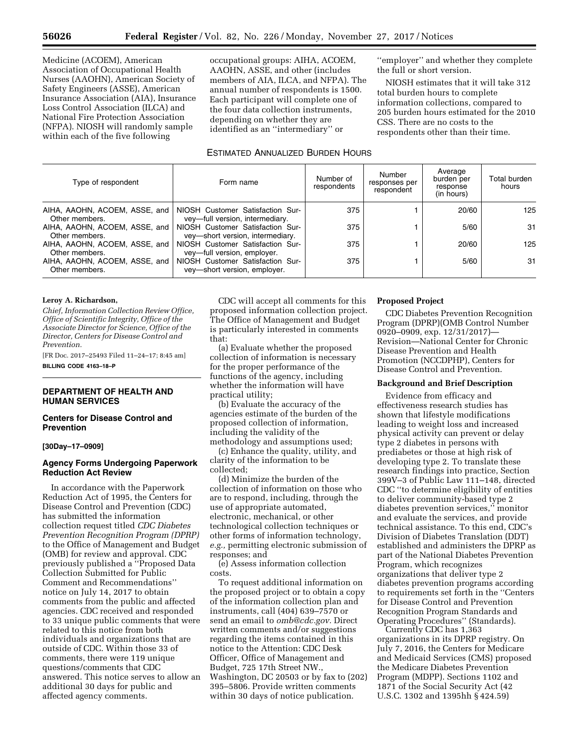Medicine (ACOEM), American Association of Occupational Health Nurses (AAOHN), American Society of Safety Engineers (ASSE), American Insurance Association (AIA), Insurance Loss Control Association (ILCA) and National Fire Protection Association (NFPA). NIOSH will randomly sample within each of the five following occupational groups: AIHA, ACOEM, AAOHN, ASSE, and other (includes members of AIA, ILCA, and NFPA). The annual number of respondents is 1500. Each participant will complete one of the four data collection instruments, depending on whether they are identified as an ''intermediary'' or ''employer'' and whether they complete the full or short version.

NIOSH estimates that it will take 312 total burden hours to complete information collections, compared to 205 burden hours estimated for the 2010 CSS. There are no costs to the respondents other than their time.

ESTIMATED ANNUALIZED BURDEN HOURS

| Type of respondent | Form name | Number of respondents | Number responses per respondent | Average burden per response (in hours) | Total burden hours |
|---|---|---|---|---|---|
| AIHA, AAOHN, ACOEM, ASSE, and Other members. | NIOSH Customer Satisfaction Survey—full version, intermediary. | 375 | 1 | 20/60 | 125 |
| AIHA, AAOHN, ACOEM, ASSE, and Other members. | NIOSH Customer Satisfaction Survey—short version, intermediary. | 375 | 1 | 5/60 | 31 |
| AIHA, AAOHN, ACOEM, ASSE, and Other members. | NIOSH Customer Satisfaction Survey—full version, employer. | 375 | 1 | 20/60 | 125 |
| AIHA, AAOHN, ACOEM, ASSE, and Other members. | NIOSH Customer Satisfaction Survey—short version, employer. | 375 | 1 | 5/60 | 31 |

**Leroy A. Richardson,**

*Chief, Information Collection Review Office, Office of Scientific Integrity, Office of the Associate Director for Science, Office of the Director, Centers for Disease Control and Prevention.*

[FR Doc. 2017–25493 Filed 11–24–17; 8:45 am]

**BILLING CODE 4163–18–P**

## DEPARTMENT OF HEALTH AND HUMAN SERVICES

### Centers for Disease Control and Prevention

**[30Day–17–0909]**

### Agency Forms Undergoing Paperwork Reduction Act Review

In accordance with the Paperwork Reduction Act of 1995, the Centers for Disease Control and Prevention (CDC) has submitted the information collection request titled *CDC Diabetes Prevention Recognition Program (DPRP)* to the Office of Management and Budget (OMB) for review and approval. CDC previously published a ''Proposed Data Collection Submitted for Public Comment and Recommendations'' notice on July 14, 2017 to obtain comments from the public and affected agencies. CDC received and responded to 33 unique public comments that were related to this notice from both individuals and organizations that are outside of CDC. Within those 33 of comments, there were 119 unique questions/comments that CDC answered. This notice serves to allow an additional 30 days for public and affected agency comments.

CDC will accept all comments for this proposed information collection project. The Office of Management and Budget is particularly interested in comments that:

(a) Evaluate whether the proposed collection of information is necessary for the proper performance of the functions of the agency, including whether the information will have practical utility;

(b) Evaluate the accuracy of the agencies estimate of the burden of the proposed collection of information, including the validity of the methodology and assumptions used;

(c) Enhance the quality, utility, and clarity of the information to be collected;

(d) Minimize the burden of the collection of information on those who are to respond, including, through the use of appropriate automated, electronic, mechanical, or other technological collection techniques or other forms of information technology, *e.g.,* permitting electronic submission of responses; and

(e) Assess information collection costs.

To request additional information on the proposed project or to obtain a copy of the information collection plan and instruments, call (404) 639–7570 or send an email to *omb@cdc.gov.* Direct written comments and/or suggestions regarding the items contained in this notice to the Attention: CDC Desk Officer, Office of Management and Budget, 725 17th Street NW., Washington, DC 20503 or by fax to (202) 395–5806. Provide written comments within 30 days of notice publication.

**Proposed Project**

CDC Diabetes Prevention Recognition Program (DPRP)(OMB Control Number 0920–0909, exp. 12/31/2017)—Revision—National Center for Chronic Disease Prevention and Health Promotion (NCCDPHP), Centers for Disease Control and Prevention.

**Background and Brief Description**

Evidence from efficacy and effectiveness research studies has shown that lifestyle modifications leading to weight loss and increased physical activity can prevent or delay type 2 diabetes in persons with prediabetes or those at high risk of developing type 2. To translate these research findings into practice, Section 399V–3 of Public Law 111–148, directed CDC ''to determine eligibility of entities to deliver community-based type 2 diabetes prevention services,'' monitor and evaluate the services, and provide technical assistance. To this end, CDC's Division of Diabetes Translation (DDT) established and administers the DPRP as part of the National Diabetes Prevention Program, which recognizes organizations that deliver type 2 diabetes prevention programs according to requirements set forth in the ''Centers for Disease Control and Prevention Recognition Program Standards and Operating Procedures'' (Standards).

Currently CDC has 1,363 organizations in its DPRP registry. On July 7, 2016, the Centers for Medicare and Medicaid Services (CMS) proposed the Medicare Diabetes Prevention Program (MDPP). Sections 1102 and 1871 of the Social Security Act (42 U.S.C. 1302 and 1395hh § 424.59)